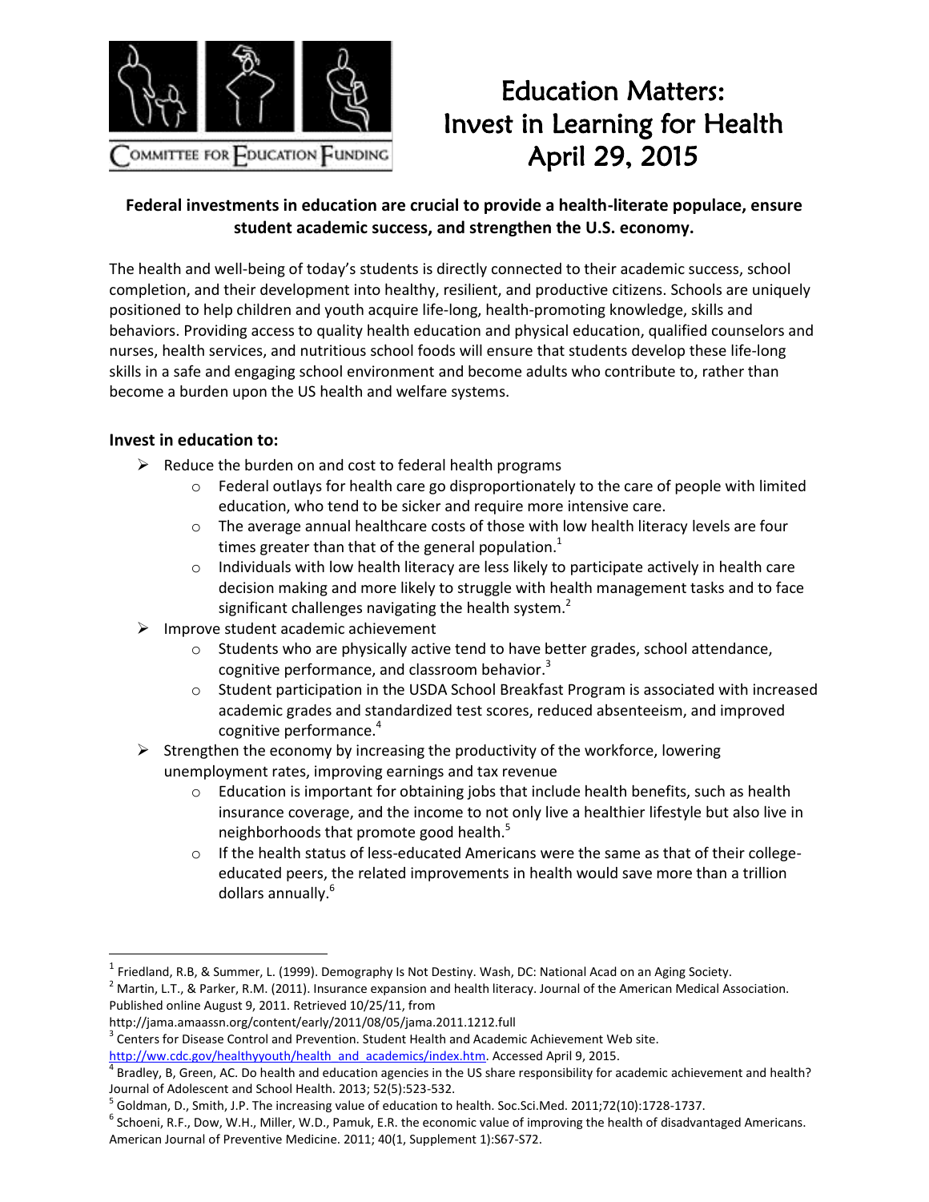COMMITTEE FOR EDUCATION FUNDING

# Education Matters: Invest in Learning for Health April 29, 2015

**Federal investments in education are crucial to provide a health-literate populace, ensure student academic success, and strengthen the U.S. economy.**

The health and well-being of today's students is directly connected to their academic success, school completion, and their development into healthy, resilient, and productive citizens. Schools are uniquely positioned to help children and youth acquire life-long, health-promoting knowledge, skills and behaviors. Providing access to quality health education and physical education, qualified counselors and nurses, health services, and nutritious school foods will ensure that students develop these life-long skills in a safe and engaging school environment and become adults who contribute to, rather than become a burden upon the US health and welfare systems.

### Invest in education to:

- Reduce the burden on and cost to federal health programs
    - Federal outlays for health care go disproportionately to the care of people with limited education, who tend to be sicker and require more intensive care.
    - The average annual healthcare costs of those with low health literacy levels are four times greater than that of the general population.[1]
    - Individuals with low health literacy are less likely to participate actively in health care decision making and more likely to struggle with health management tasks and to face significant challenges navigating the health system.[2]
- Improve student academic achievement
    - Students who are physically active tend to have better grades, school attendance, cognitive performance, and classroom behavior.[3]
    - Student participation in the USDA School Breakfast Program is associated with increased academic grades and standardized test scores, reduced absenteeism, and improved cognitive performance.[4]
- Strengthen the economy by increasing the productivity of the workforce, lowering unemployment rates, improving earnings and tax revenue
    - Education is important for obtaining jobs that include health benefits, such as health insurance coverage, and the income to not only live a healthier lifestyle but also live in neighborhoods that promote good health.[5]
    - If the health status of less-educated Americans were the same as that of their college-educated peers, the related improvements in health would save more than a trillion dollars annually.[6]

---

[1] Friedland, R.B, & Summer, L. (1999). Demography Is Not Destiny. Wash, DC: National Acad on an Aging Society.

[2] Martin, L.T., & Parker, R.M. (2011). Insurance expansion and health literacy. Journal of the American Medical Association. Published online August 9, 2011. Retrieved 10/25/11, from http://jama.amaassn.org/content/early/2011/08/05/jama.2011.1212.full

[3] Centers for Disease Control and Prevention. Student Health and Academic Achievement Web site. http://ww.cdc.gov/healthyyouth/health_and_academics/index.htm. Accessed April 9, 2015.

[4] Bradley, B, Green, AC. Do health and education agencies in the US share responsibility for academic achievement and health? Journal of Adolescent and School Health. 2013; 52(5):523-532.

[5] Goldman, D., Smith, J.P. The increasing value of education to health. Soc.Sci.Med. 2011;72(10):1728-1737.

[6] Schoeni, R.F., Dow, W.H., Miller, W.D., Pamuk, E.R. the economic value of improving the health of disadvantaged Americans. American Journal of Preventive Medicine. 2011; 40(1, Supplement 1):S67-S72.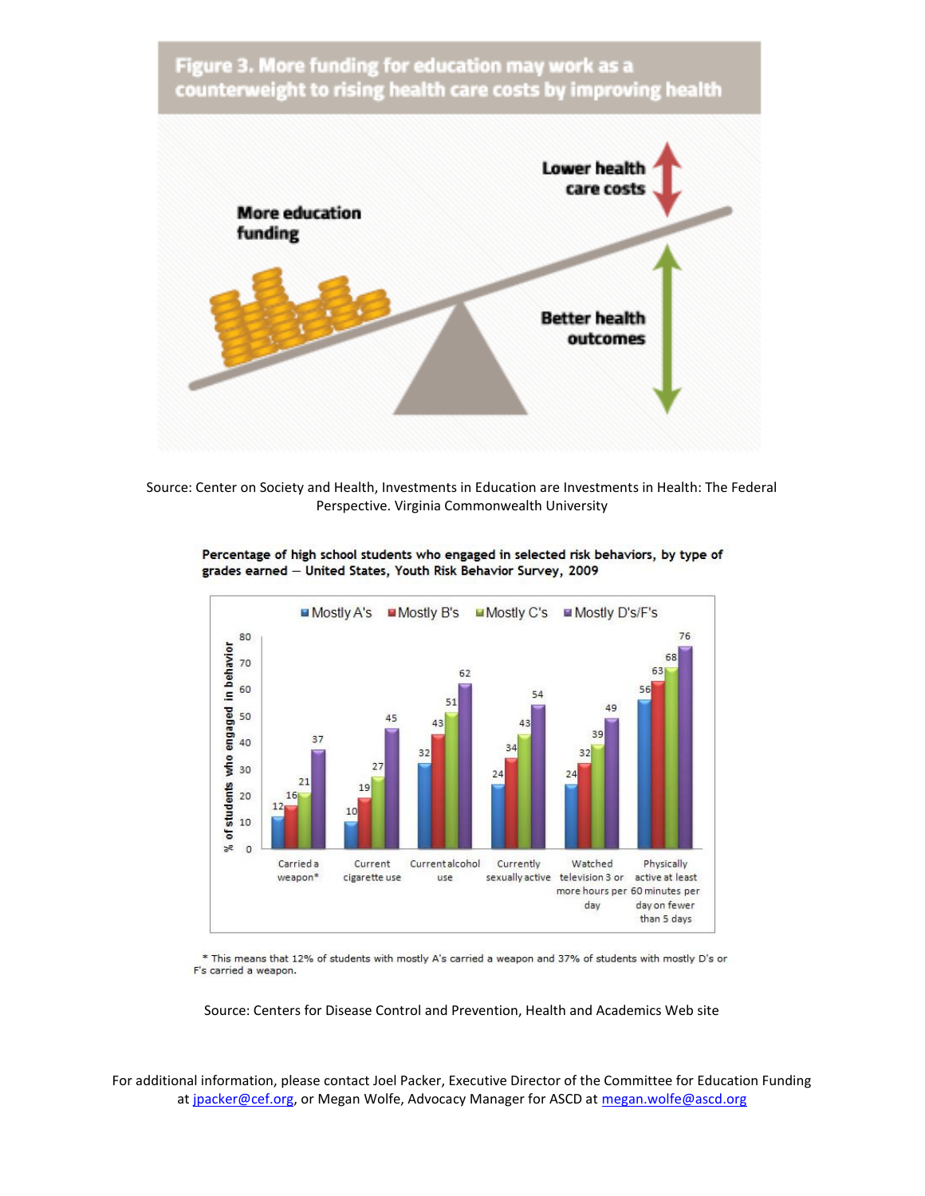**Figure 3. More funding for education may work as a counterweight to rising health care costs by improving health**

More education funding

Lower health care costs

Better health outcomes

Source: Center on Society and Health, Investments in Education are Investments in Health: The Federal Perspective. Virginia Commonwealth University

**Percentage of high school students who engaged in selected risk behaviors, by type of grades earned — United States, Youth Risk Behavior Survey, 2009**

Mostly A's, Mostly B's, Mostly C's, Mostly D's/F's

% of students who engaged in behavior

0, 10, 20, 30, 40, 50, 60, 70, 80

Carried a weapon*: 12, 16, 21, 37

Current cigarette use: 10, 19, 27, 45

Current alcohol use: 32, 43, 51, 62

Currently sexually active: 24, 34, 43, 54

Watched television 3 or more hours per day: 24, 32, 39, 49

Physically active at least 60 minutes per day on fewer than 5 days: 56, 63, 68, 76

* This means that 12% of students with mostly A's carried a weapon and 37% of students with mostly D's or F's carried a weapon.

Source: Centers for Disease Control and Prevention, Health and Academics Web site

For additional information, please contact Joel Packer, Executive Director of the Committee for Education Funding at jpacker@cef.org, or Megan Wolfe, Advocacy Manager for ASCD at megan.wolfe@ascd.org